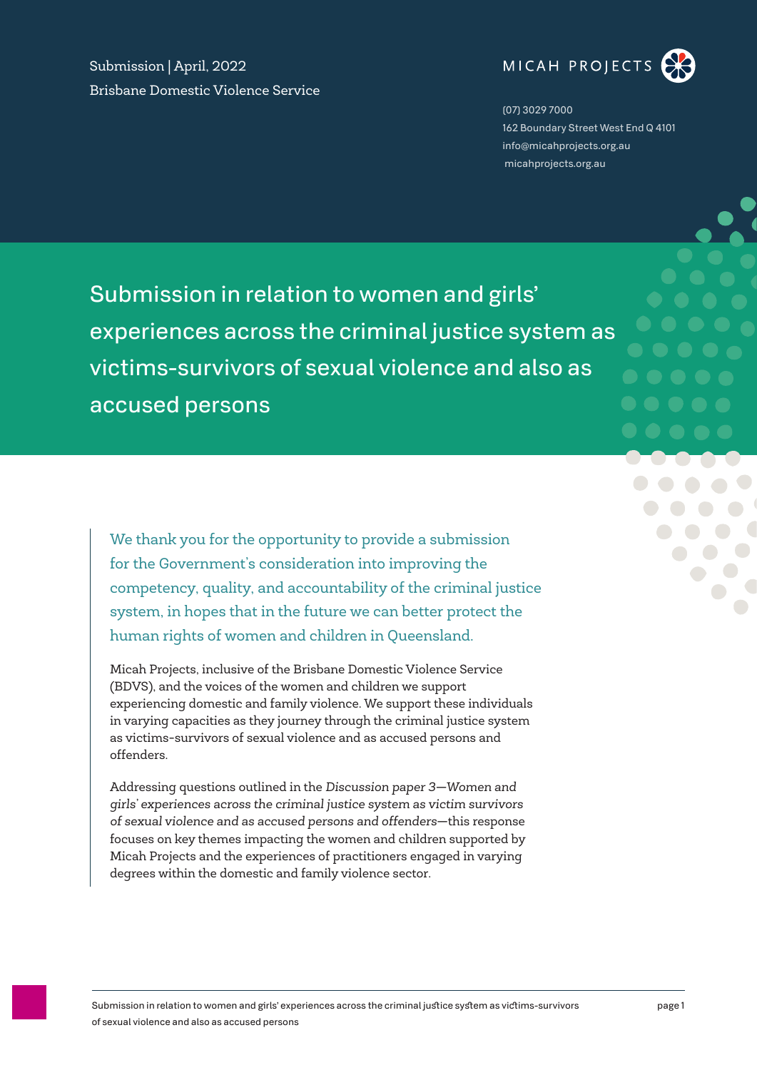Submission | April, 2022

Brisbane Domestic Violence Service

MICAH PROJECTS

(07) 3029 7000
162 Boundary Street West End Q 4101
info@micahprojects.org.au
micahprojects.org.au

# Submission in relation to women and girls' experiences across the criminal justice system as victims-survivors of sexual violence and also as accused persons

We thank you for the opportunity to provide a submission for the Government's consideration into improving the competency, quality, and accountability of the criminal justice system, in hopes that in the future we can better protect the human rights of women and children in Queensland.

Micah Projects, inclusive of the Brisbane Domestic Violence Service (BDVS), and the voices of the women and children we support experiencing domestic and family violence. We support these individuals in varying capacities as they journey through the criminal justice system as victims-survivors of sexual violence and as accused persons and offenders.

Addressing questions outlined in the *Discussion paper 3—Women and girls' experiences across the criminal justice system as victim survivors of sexual violence and as accused persons and offenders*—this response focuses on key themes impacting the women and children supported by Micah Projects and the experiences of practitioners engaged in varying degrees within the domestic and family violence sector.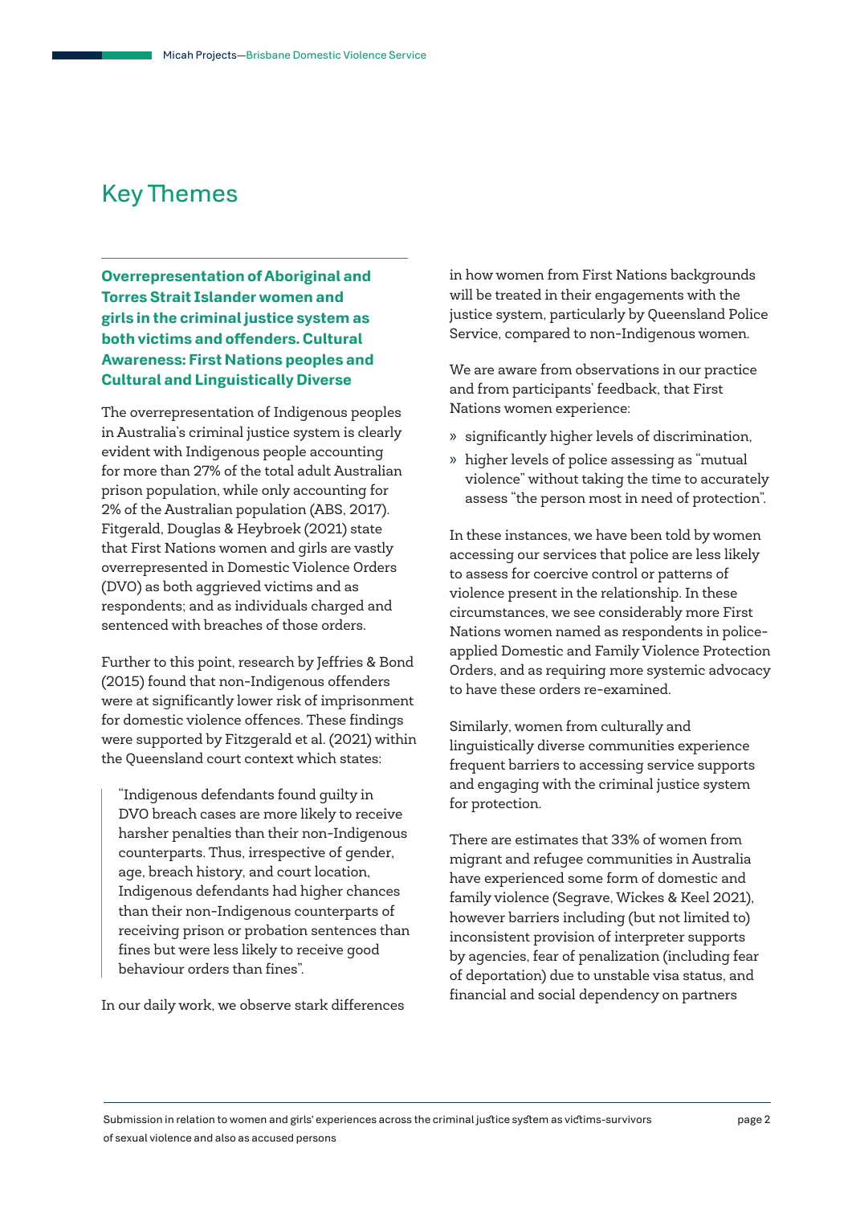# Key Themes

### Overrepresentation of Aboriginal and Torres Strait Islander women and girls in the criminal justice system as both victims and offenders. Cultural Awareness: First Nations peoples and Cultural and Linguistically Diverse

The overrepresentation of Indigenous peoples in Australia's criminal justice system is clearly evident with Indigenous people accounting for more than 27% of the total adult Australian prison population, while only accounting for 2% of the Australian population (ABS, 2017). Fitgerald, Douglas & Heybroek (2021) state that First Nations women and girls are vastly overrepresented in Domestic Violence Orders (DVO) as both aggrieved victims and as respondents; and as individuals charged and sentenced with breaches of those orders.

Further to this point, research by Jeffries & Bond (2015) found that non-Indigenous offenders were at significantly lower risk of imprisonment for domestic violence offences. These findings were supported by Fitzgerald et al. (2021) within the Queensland court context which states:

> "Indigenous defendants found guilty in DVO breach cases are more likely to receive harsher penalties than their non-Indigenous counterparts. Thus, irrespective of gender, age, breach history, and court location, Indigenous defendants had higher chances than their non-Indigenous counterparts of receiving prison or probation sentences than fines but were less likely to receive good behaviour orders than fines".

In our daily work, we observe stark differences in how women from First Nations backgrounds will be treated in their engagements with the justice system, particularly by Queensland Police Service, compared to non-Indigenous women.

We are aware from observations in our practice and from participants' feedback, that First Nations women experience:

- significantly higher levels of discrimination,
- higher levels of police assessing as "mutual violence" without taking the time to accurately assess "the person most in need of protection".

In these instances, we have been told by women accessing our services that police are less likely to assess for coercive control or patterns of violence present in the relationship. In these circumstances, we see considerably more First Nations women named as respondents in police-applied Domestic and Family Violence Protection Orders, and as requiring more systemic advocacy to have these orders re-examined.

Similarly, women from culturally and linguistically diverse communities experience frequent barriers to accessing service supports and engaging with the criminal justice system for protection.

There are estimates that 33% of women from migrant and refugee communities in Australia have experienced some form of domestic and family violence (Segrave, Wickes & Keel 2021), however barriers including (but not limited to) inconsistent provision of interpreter supports by agencies, fear of penalization (including fear of deportation) due to unstable visa status, and financial and social dependency on partners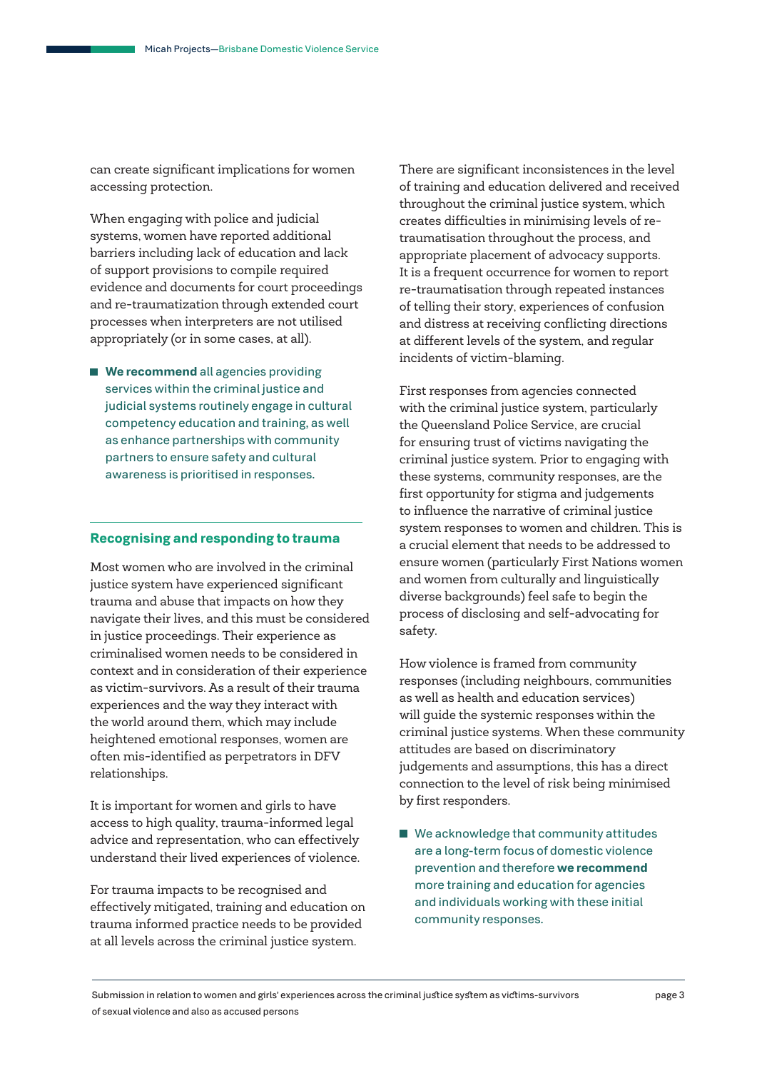can create significant implications for women accessing protection.

When engaging with police and judicial systems, women have reported additional barriers including lack of education and lack of support provisions to compile required evidence and documents for court proceedings and re-traumatization through extended court processes when interpreters are not utilised appropriately (or in some cases, at all).

- **We recommend** all agencies providing services within the criminal justice and judicial systems routinely engage in cultural competency education and training, as well as enhance partnerships with community partners to ensure safety and cultural awareness is prioritised in responses.

## Recognising and responding to trauma

Most women who are involved in the criminal justice system have experienced significant trauma and abuse that impacts on how they navigate their lives, and this must be considered in justice proceedings. Their experience as criminalised women needs to be considered in context and in consideration of their experience as victim-survivors. As a result of their trauma experiences and the way they interact with the world around them, which may include heightened emotional responses, women are often mis-identified as perpetrators in DFV relationships.

It is important for women and girls to have access to high quality, trauma-informed legal advice and representation, who can effectively understand their lived experiences of violence.

For trauma impacts to be recognised and effectively mitigated, training and education on trauma informed practice needs to be provided at all levels across the criminal justice system.

There are significant inconsistences in the level of training and education delivered and received throughout the criminal justice system, which creates difficulties in minimising levels of re-traumatisation throughout the process, and appropriate placement of advocacy supports. It is a frequent occurrence for women to report re-traumatisation through repeated instances of telling their story, experiences of confusion and distress at receiving conflicting directions at different levels of the system, and regular incidents of victim-blaming.

First responses from agencies connected with the criminal justice system, particularly the Queensland Police Service, are crucial for ensuring trust of victims navigating the criminal justice system. Prior to engaging with these systems, community responses, are the first opportunity for stigma and judgements to influence the narrative of criminal justice system responses to women and children. This is a crucial element that needs to be addressed to ensure women (particularly First Nations women and women from culturally and linguistically diverse backgrounds) feel safe to begin the process of disclosing and self-advocating for safety.

How violence is framed from community responses (including neighbours, communities as well as health and education services) will guide the systemic responses within the criminal justice systems. When these community attitudes are based on discriminatory judgements and assumptions, this has a direct connection to the level of risk being minimised by first responders.

- We acknowledge that community attitudes are a long-term focus of domestic violence prevention and therefore **we recommend** more training and education for agencies and individuals working with these initial community responses.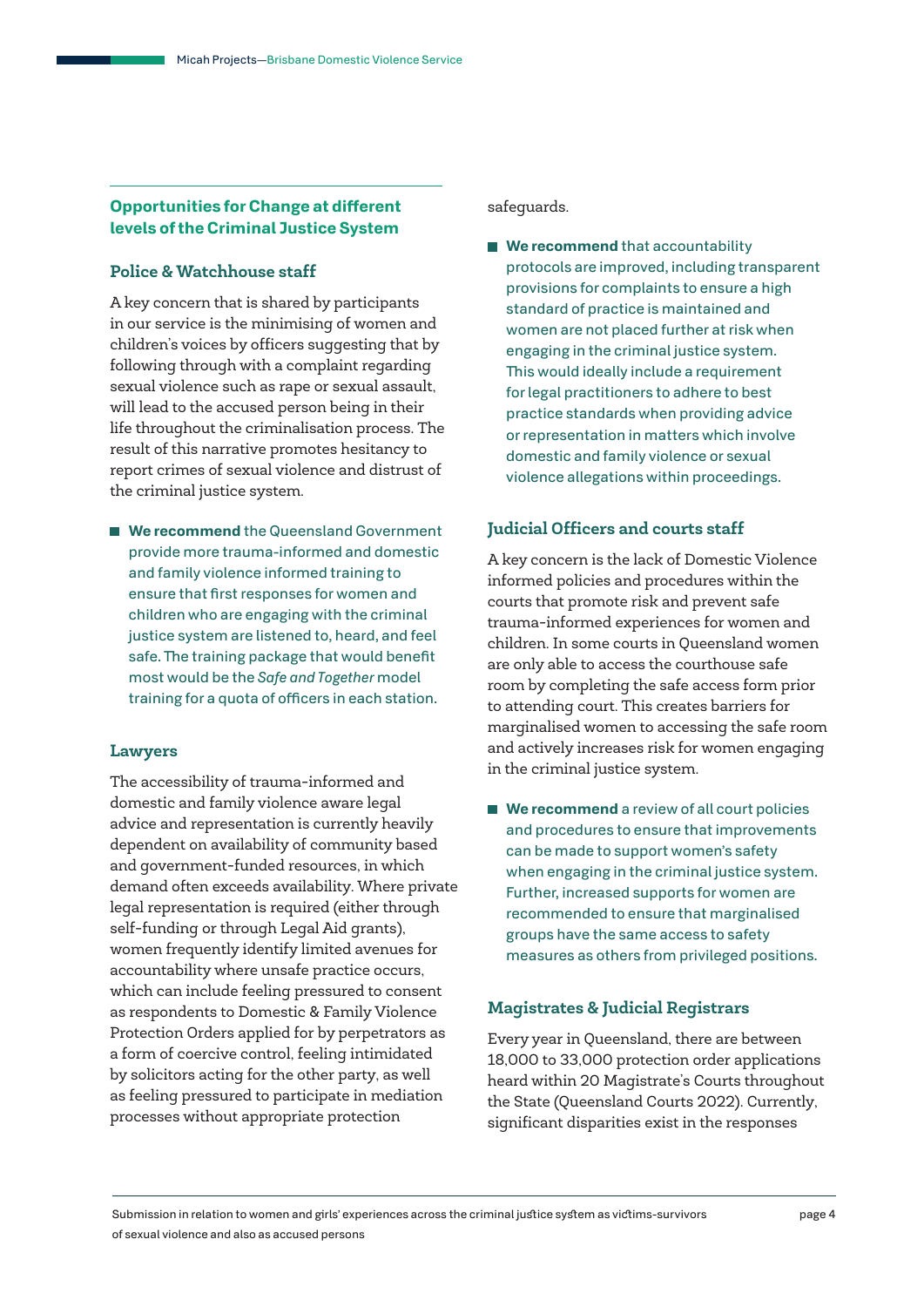## Opportunities for Change at different levels of the Criminal Justice System

### Police & Watchhouse staff

A key concern that is shared by participants in our service is the minimising of women and children's voices by officers suggesting that by following through with a complaint regarding sexual violence such as rape or sexual assault, will lead to the accused person being in their life throughout the criminalisation process. The result of this narrative promotes hesitancy to report crimes of sexual violence and distrust of the criminal justice system.

- **We recommend** the Queensland Government provide more trauma-informed and domestic and family violence informed training to ensure that first responses for women and children who are engaging with the criminal justice system are listened to, heard, and feel safe. The training package that would benefit most would be the *Safe and Together* model training for a quota of officers in each station.

### Lawyers

The accessibility of trauma-informed and domestic and family violence aware legal advice and representation is currently heavily dependent on availability of community based and government-funded resources, in which demand often exceeds availability. Where private legal representation is required (either through self-funding or through Legal Aid grants), women frequently identify limited avenues for accountability where unsafe practice occurs, which can include feeling pressured to consent as respondents to Domestic & Family Violence Protection Orders applied for by perpetrators as a form of coercive control, feeling intimidated by solicitors acting for the other party, as well as feeling pressured to participate in mediation processes without appropriate protection safeguards.

- **We recommend** that accountability protocols are improved, including transparent provisions for complaints to ensure a high standard of practice is maintained and women are not placed further at risk when engaging in the criminal justice system. This would ideally include a requirement for legal practitioners to adhere to best practice standards when providing advice or representation in matters which involve domestic and family violence or sexual violence allegations within proceedings.

### Judicial Officers and courts staff

A key concern is the lack of Domestic Violence informed policies and procedures within the courts that promote risk and prevent safe trauma-informed experiences for women and children. In some courts in Queensland women are only able to access the courthouse safe room by completing the safe access form prior to attending court. This creates barriers for marginalised women to accessing the safe room and actively increases risk for women engaging in the criminal justice system.

- **We recommend** a review of all court policies and procedures to ensure that improvements can be made to support women's safety when engaging in the criminal justice system. Further, increased supports for women are recommended to ensure that marginalised groups have the same access to safety measures as others from privileged positions.

### Magistrates & Judicial Registrars

Every year in Queensland, there are between 18,000 to 33,000 protection order applications heard within 20 Magistrate's Courts throughout the State (Queensland Courts 2022). Currently, significant disparities exist in the responses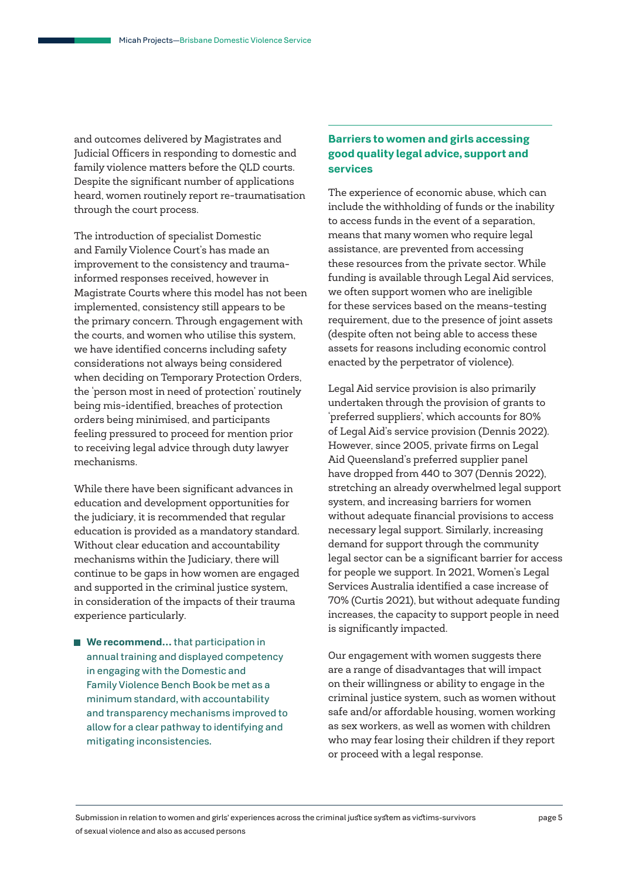and outcomes delivered by Magistrates and Judicial Officers in responding to domestic and family violence matters before the QLD courts. Despite the significant number of applications heard, women routinely report re-traumatisation through the court process.

The introduction of specialist Domestic and Family Violence Court's has made an improvement to the consistency and trauma-informed responses received, however in Magistrate Courts where this model has not been implemented, consistency still appears to be the primary concern. Through engagement with the courts, and women who utilise this system, we have identified concerns including safety considerations not always being considered when deciding on Temporary Protection Orders, the 'person most in need of protection' routinely being mis-identified, breaches of protection orders being minimised, and participants feeling pressured to proceed for mention prior to receiving legal advice through duty lawyer mechanisms.

While there have been significant advances in education and development opportunities for the judiciary, it is recommended that regular education is provided as a mandatory standard. Without clear education and accountability mechanisms within the Judiciary, there will continue to be gaps in how women are engaged and supported in the criminal justice system, in consideration of the impacts of their trauma experience particularly.

- **We recommend…** that participation in annual training and displayed competency in engaging with the Domestic and Family Violence Bench Book be met as a minimum standard, with accountability and transparency mechanisms improved to allow for a clear pathway to identifying and mitigating inconsistencies.

## Barriers to women and girls accessing good quality legal advice, support and services

The experience of economic abuse, which can include the withholding of funds or the inability to access funds in the event of a separation, means that many women who require legal assistance, are prevented from accessing these resources from the private sector. While funding is available through Legal Aid services, we often support women who are ineligible for these services based on the means-testing requirement, due to the presence of joint assets (despite often not being able to access these assets for reasons including economic control enacted by the perpetrator of violence).

Legal Aid service provision is also primarily undertaken through the provision of grants to 'preferred suppliers', which accounts for 80% of Legal Aid's service provision (Dennis 2022). However, since 2005, private firms on Legal Aid Queensland's preferred supplier panel have dropped from 440 to 307 (Dennis 2022), stretching an already overwhelmed legal support system, and increasing barriers for women without adequate financial provisions to access necessary legal support. Similarly, increasing demand for support through the community legal sector can be a significant barrier for access for people we support. In 2021, Women's Legal Services Australia identified a case increase of 70% (Curtis 2021), but without adequate funding increases, the capacity to support people in need is significantly impacted.

Our engagement with women suggests there are a range of disadvantages that will impact on their willingness or ability to engage in the criminal justice system, such as women without safe and/or affordable housing, women working as sex workers, as well as women with children who may fear losing their children if they report or proceed with a legal response.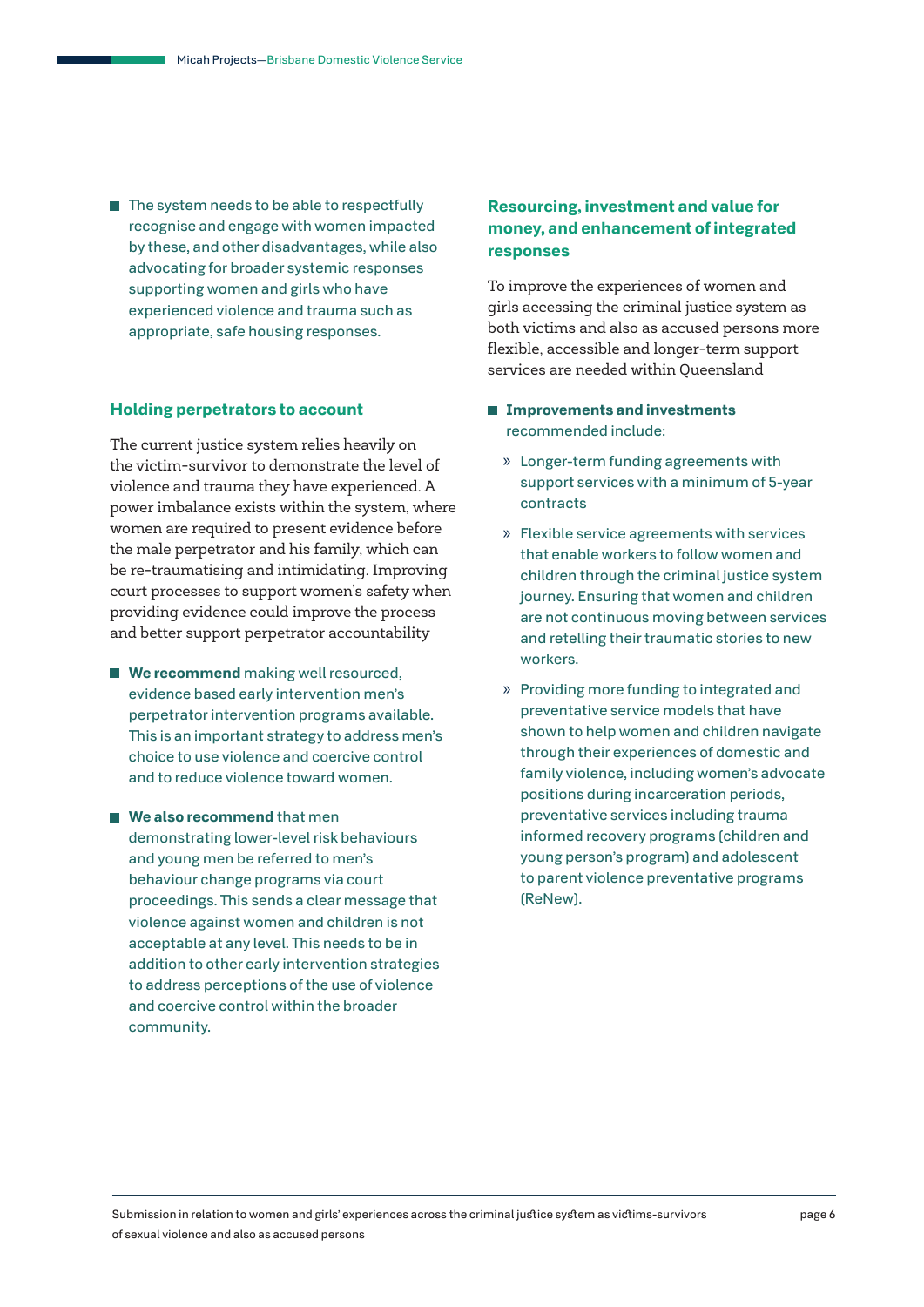- The system needs to be able to respectfully recognise and engage with women impacted by these, and other disadvantages, while also advocating for broader systemic responses supporting women and girls who have experienced violence and trauma such as appropriate, safe housing responses.

## Holding perpetrators to account

The current justice system relies heavily on the victim-survivor to demonstrate the level of violence and trauma they have experienced. A power imbalance exists within the system, where women are required to present evidence before the male perpetrator and his family, which can be re-traumatising and intimidating. Improving court processes to support women's safety when providing evidence could improve the process and better support perpetrator accountability

- **We recommend** making well resourced, evidence based early intervention men's perpetrator intervention programs available. This is an important strategy to address men's choice to use violence and coercive control and to reduce violence toward women.
- **We also recommend** that men demonstrating lower-level risk behaviours and young men be referred to men's behaviour change programs via court proceedings. This sends a clear message that violence against women and children is not acceptable at any level. This needs to be in addition to other early intervention strategies to address perceptions of the use of violence and coercive control within the broader community.

## Resourcing, investment and value for money, and enhancement of integrated responses

To improve the experiences of women and girls accessing the criminal justice system as both victims and also as accused persons more flexible, accessible and longer-term support services are needed within Queensland

- **Improvements and investments** recommended include:
  - Longer-term funding agreements with support services with a minimum of 5-year contracts
  - Flexible service agreements with services that enable workers to follow women and children through the criminal justice system journey. Ensuring that women and children are not continuous moving between services and retelling their traumatic stories to new workers.
  - Providing more funding to integrated and preventative service models that have shown to help women and children navigate through their experiences of domestic and family violence, including women's advocate positions during incarceration periods, preventative services including trauma informed recovery programs (children and young person's program) and adolescent to parent violence preventative programs (ReNew).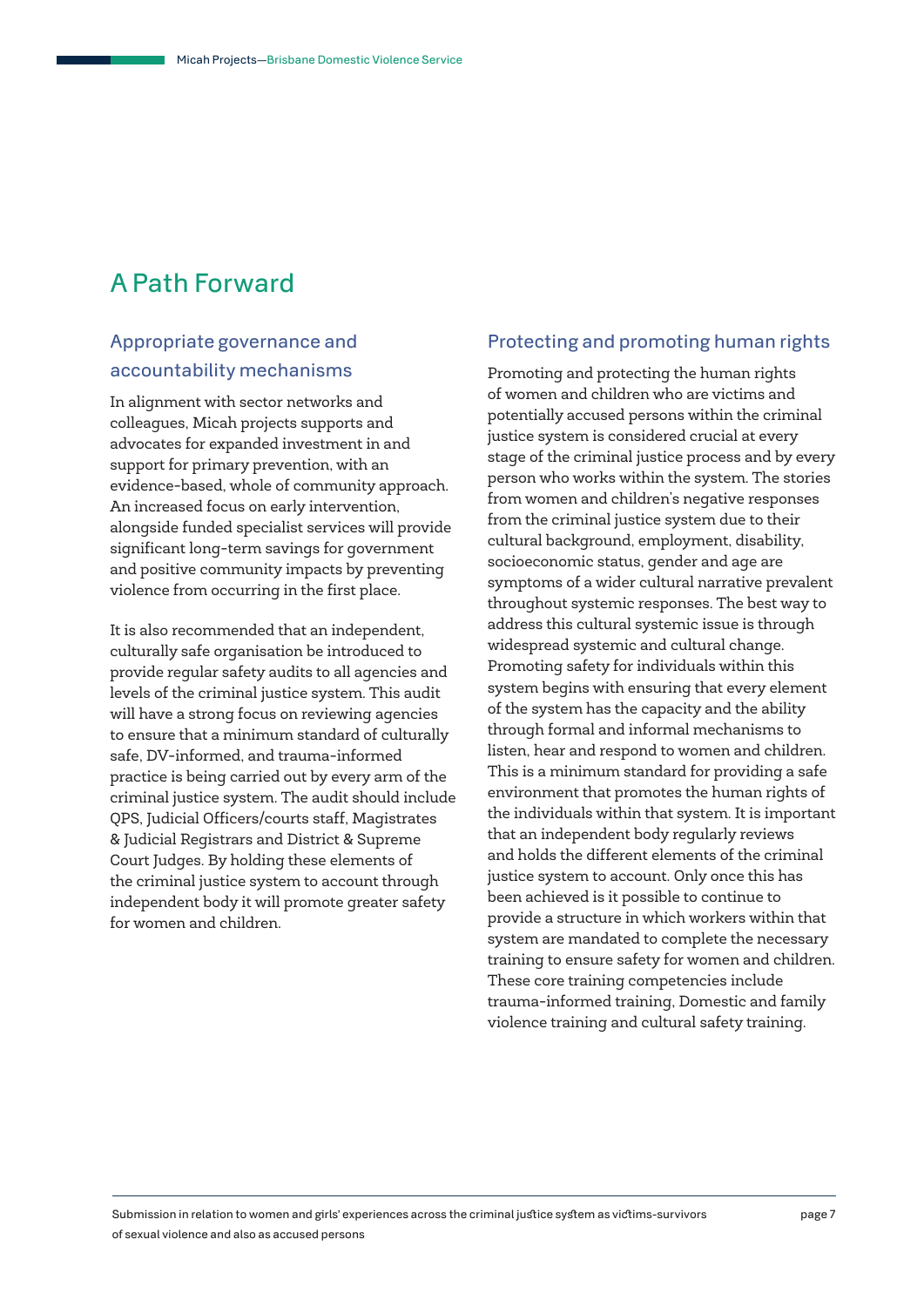# A Path Forward

## Appropriate governance and accountability mechanisms

In alignment with sector networks and colleagues, Micah projects supports and advocates for expanded investment in and support for primary prevention, with an evidence-based, whole of community approach. An increased focus on early intervention, alongside funded specialist services will provide significant long-term savings for government and positive community impacts by preventing violence from occurring in the first place.

It is also recommended that an independent, culturally safe organisation be introduced to provide regular safety audits to all agencies and levels of the criminal justice system. This audit will have a strong focus on reviewing agencies to ensure that a minimum standard of culturally safe, DV-informed, and trauma-informed practice is being carried out by every arm of the criminal justice system. The audit should include QPS, Judicial Officers/courts staff, Magistrates & Judicial Registrars and District & Supreme Court Judges. By holding these elements of the criminal justice system to account through independent body it will promote greater safety for women and children.

## Protecting and promoting human rights

Promoting and protecting the human rights of women and children who are victims and potentially accused persons within the criminal justice system is considered crucial at every stage of the criminal justice process and by every person who works within the system. The stories from women and children's negative responses from the criminal justice system due to their cultural background, employment, disability, socioeconomic status, gender and age are symptoms of a wider cultural narrative prevalent throughout systemic responses. The best way to address this cultural systemic issue is through widespread systemic and cultural change. Promoting safety for individuals within this system begins with ensuring that every element of the system has the capacity and the ability through formal and informal mechanisms to listen, hear and respond to women and children. This is a minimum standard for providing a safe environment that promotes the human rights of the individuals within that system. It is important that an independent body regularly reviews and holds the different elements of the criminal justice system to account. Only once this has been achieved is it possible to continue to provide a structure in which workers within that system are mandated to complete the necessary training to ensure safety for women and children. These core training competencies include trauma-informed training, Domestic and family violence training and cultural safety training.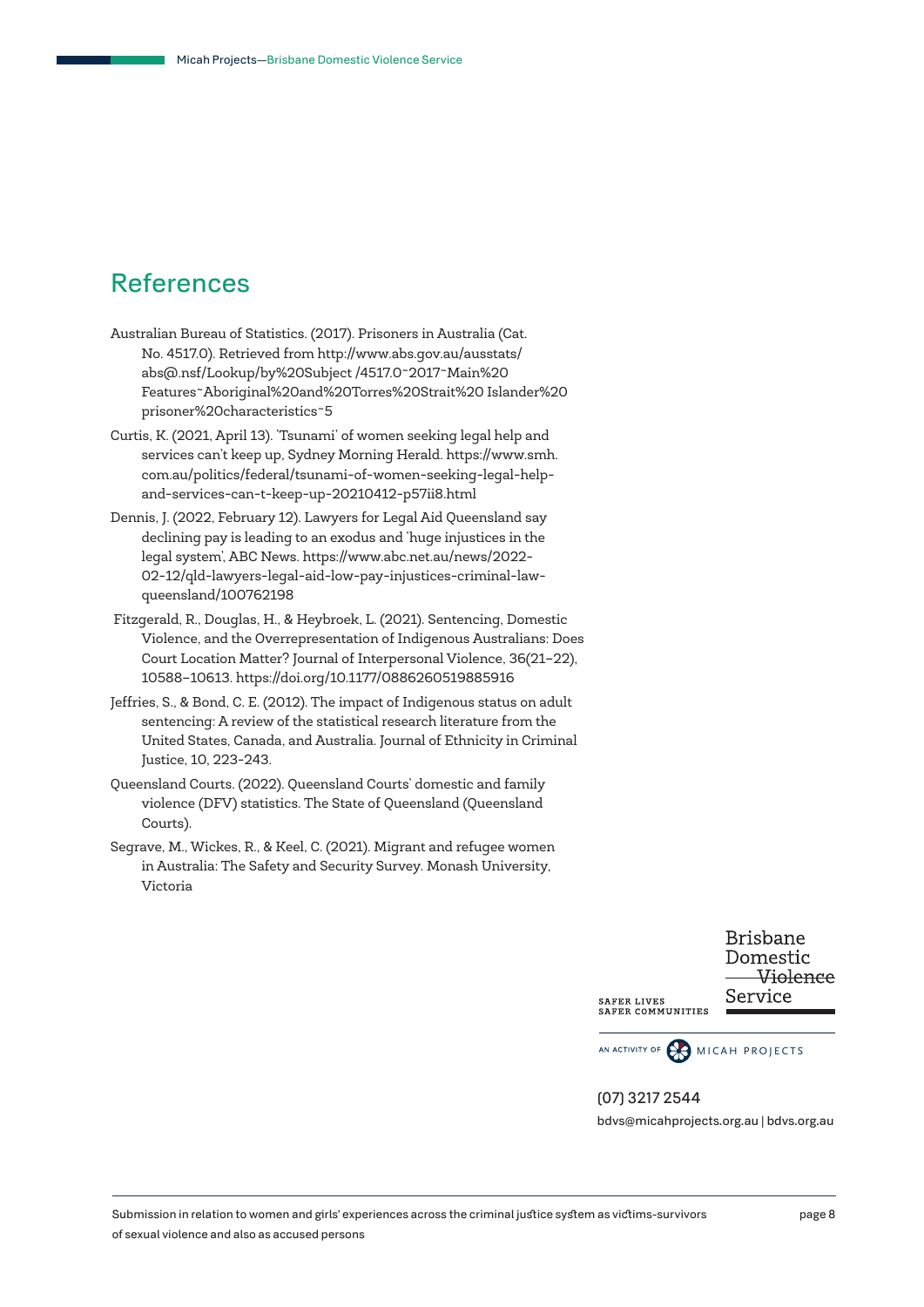## References

Australian Bureau of Statistics. (2017). Prisoners in Australia (Cat. No. 4517.0). Retrieved from http://www.abs.gov.au/ausstats/abs@.nsf/Lookup/by%20Subject /4517.0~2017~Main%20 Features~Aboriginal%20and%20Torres%20Strait%20 Islander%20 prisoner%20characteristics~5

Curtis, K. (2021, April 13). 'Tsunami' of women seeking legal help and services can't keep up, Sydney Morning Herald. https://www.smh.com.au/politics/federal/tsunami-of-women-seeking-legal-help-and-services-can-t-keep-up-20210412-p57ii8.html

Dennis, J. (2022, February 12). Lawyers for Legal Aid Queensland say declining pay is leading to an exodus and 'huge injustices in the legal system', ABC News. https://www.abc.net.au/news/2022-02-12/qld-lawyers-legal-aid-low-pay-injustices-criminal-law-queensland/100762198

Fitzgerald, R., Douglas, H., & Heybroek, L. (2021). Sentencing, Domestic Violence, and the Overrepresentation of Indigenous Australians: Does Court Location Matter? Journal of Interpersonal Violence, 36(21–22), 10588–10613. https://doi.org/10.1177/0886260519885916

Jeffries, S., & Bond, C. E. (2012). The impact of Indigenous status on adult sentencing: A review of the statistical research literature from the United States, Canada, and Australia. Journal of Ethnicity in Criminal Justice, 10, 223-243.

Queensland Courts. (2022). Queensland Courts' domestic and family violence (DFV) statistics. The State of Queensland (Queensland Courts).

Segrave, M., Wickes, R., & Keel, C. (2021). Migrant and refugee women in Australia: The Safety and Security Survey. Monash University, Victoria

Brisbane Domestic ~~Violence~~ Service

SAFER LIVES
SAFER COMMUNITIES

AN ACTIVITY OF MICAH PROJECTS

(07) 3217 2544

bdvs@micahprojects.org.au | bdvs.org.au